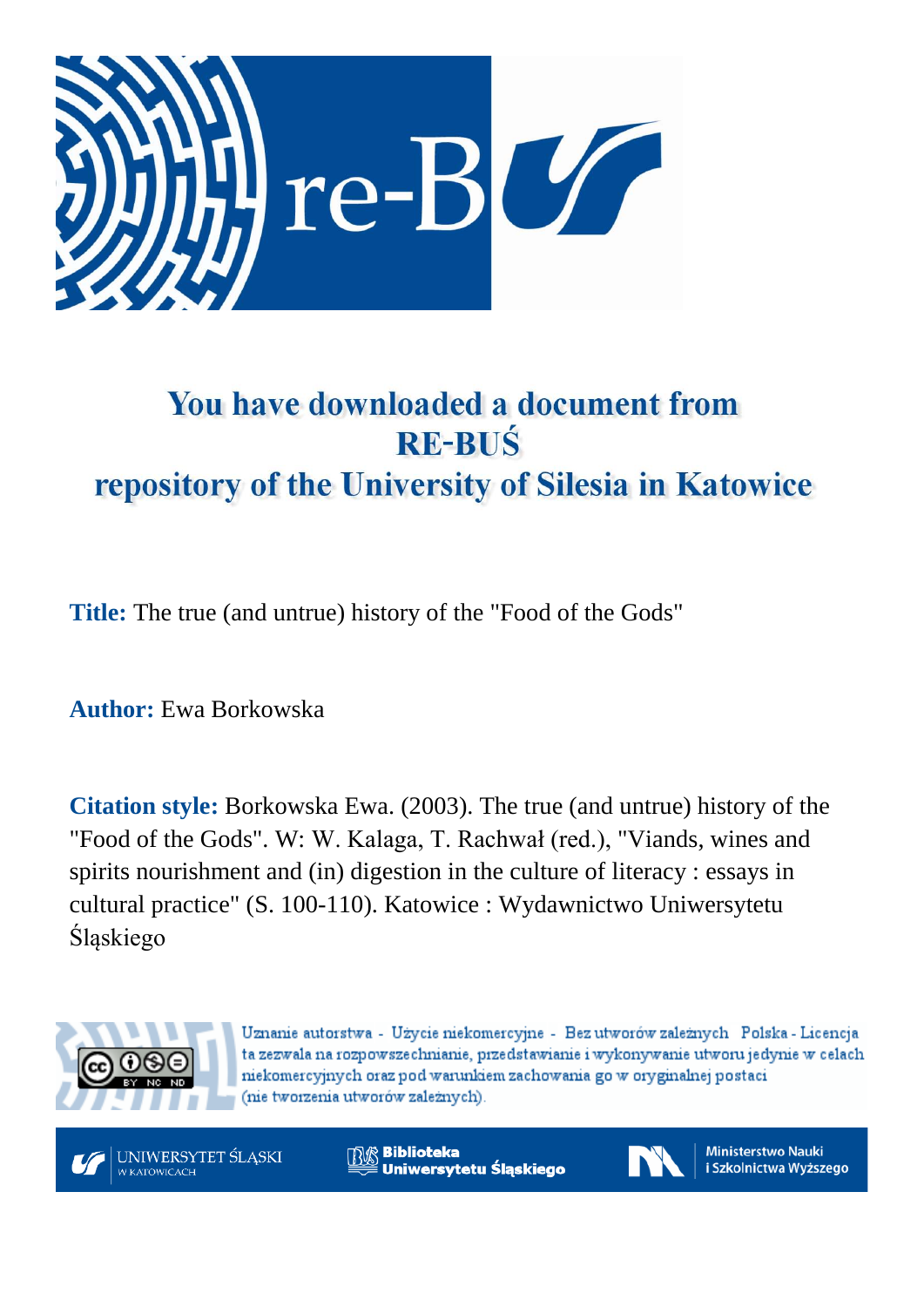# You have downloaded a document from RE-BUŚ repository of the University of Silesia in Katowice

**Title:** The true (and untrue) history of the "Food of the Gods"

**Author:** Ewa Borkowska

**Citation style:** Borkowska Ewa. (2003). The true (and untrue) history of the "Food of the Gods". W: W. Kalaga, T. Rachwał (red.), "Viands, wines and spirits nourishment and (in) digestion in the culture of literacy : essays in cultural practice" (S. 100-110). Katowice : Wydawnictwo Uniwersytetu Śląskiego

Uznanie autorstwa - Użycie niekomercyjne - Bez utworów zależnych Polska - Licencja ta zezwala na rozpowszechnianie, przedstawianie i wykonywanie utworu jedynie w celach niekomercyjnych oraz pod warunkiem zachowania go w oryginalnej postaci (nie tworzenia utworów zależnych).

UNIWERSYTET ŚLĄSKI W KATOWICACH

Biblioteka Uniwersytetu Śląskiego

Ministerstwo Nauki i Szkolnictwa Wyższego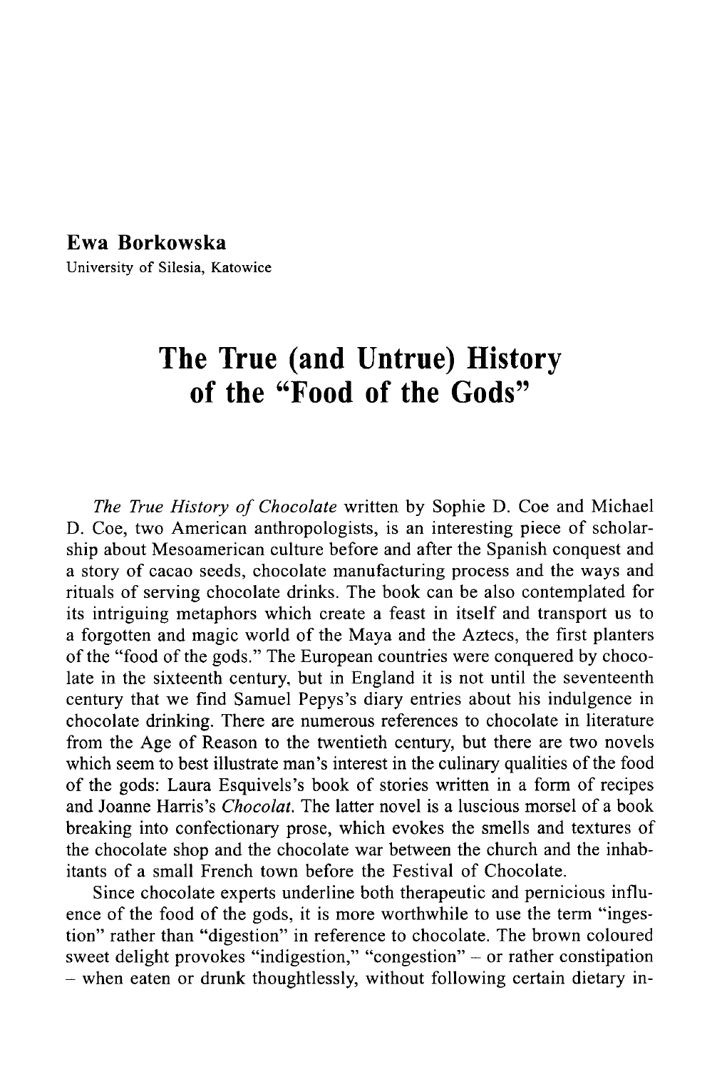**Ewa Borkowska**
University of Silesia, Katowice

# The True (and Untrue) History of the "Food of the Gods"

*The True History of Chocolate* written by Sophie D. Coe and Michael D. Coe, two American anthropologists, is an interesting piece of scholarship about Mesoamerican culture before and after the Spanish conquest and a story of cacao seeds, chocolate manufacturing process and the ways and rituals of serving chocolate drinks. The book can be also contemplated for its intriguing metaphors which create a feast in itself and transport us to a forgotten and magic world of the Maya and the Aztecs, the first planters of the "food of the gods." The European countries were conquered by chocolate in the sixteenth century, but in England it is not until the seventeenth century that we find Samuel Pepys's diary entries about his indulgence in chocolate drinking. There are numerous references to chocolate in literature from the Age of Reason to the twentieth century, but there are two novels which seem to best illustrate man's interest in the culinary qualities of the food of the gods: Laura Esquivels's book of stories written in a form of recipes and Joanne Harris's *Chocolat*. The latter novel is a luscious morsel of a book breaking into confectionary prose, which evokes the smells and textures of the chocolate shop and the chocolate war between the church and the inhabitants of a small French town before the Festival of Chocolate.

Since chocolate experts underline both therapeutic and pernicious influence of the food of the gods, it is more worthwhile to use the term "ingestion" rather than "digestion" in reference to chocolate. The brown coloured sweet delight provokes "indigestion," "congestion" – or rather constipation – when eaten or drunk thoughtlessly, without following certain dietary in-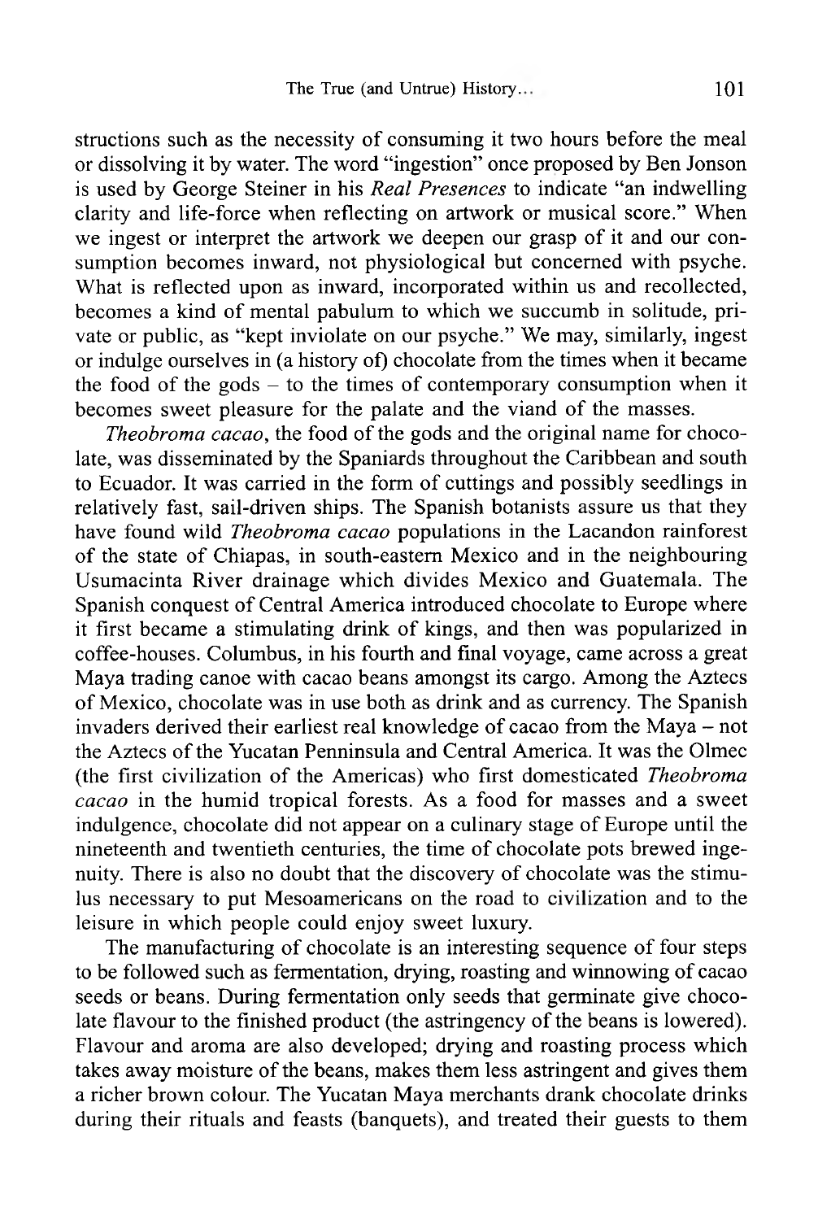structions such as the necessity of consuming it two hours before the meal or dissolving it by water. The word "ingestion" once proposed by Ben Jonson is used by George Steiner in his *Real Presences* to indicate "an indwelling clarity and life-force when reflecting on artwork or musical score." When we ingest or interpret the artwork we deepen our grasp of it and our consumption becomes inward, not physiological but concerned with psyche. What is reflected upon as inward, incorporated within us and recollected, becomes a kind of mental pabulum to which we succumb in solitude, private or public, as "kept inviolate on our psyche." We may, similarly, ingest or indulge ourselves in (a history of) chocolate from the times when it became the food of the gods – to the times of contemporary consumption when it becomes sweet pleasure for the palate and the viand of the masses.

*Theobroma cacao*, the food of the gods and the original name for chocolate, was disseminated by the Spaniards throughout the Caribbean and south to Ecuador. It was carried in the form of cuttings and possibly seedlings in relatively fast, sail-driven ships. The Spanish botanists assure us that they have found wild *Theobroma cacao* populations in the Lacandon rainforest of the state of Chiapas, in south-eastern Mexico and in the neighbouring Usumacinta River drainage which divides Mexico and Guatemala. The Spanish conquest of Central America introduced chocolate to Europe where it first became a stimulating drink of kings, and then was popularized in coffee-houses. Columbus, in his fourth and final voyage, came across a great Maya trading canoe with cacao beans amongst its cargo. Among the Aztecs of Mexico, chocolate was in use both as drink and as currency. The Spanish invaders derived their earliest real knowledge of cacao from the Maya – not the Aztecs of the Yucatan Penninsula and Central America. It was the Olmec (the first civilization of the Americas) who first domesticated *Theobroma cacao* in the humid tropical forests. As a food for masses and a sweet indulgence, chocolate did not appear on a culinary stage of Europe until the nineteenth and twentieth centuries, the time of chocolate pots brewed ingenuity. There is also no doubt that the discovery of chocolate was the stimulus necessary to put Mesoamericans on the road to civilization and to the leisure in which people could enjoy sweet luxury.

The manufacturing of chocolate is an interesting sequence of four steps to be followed such as fermentation, drying, roasting and winnowing of cacao seeds or beans. During fermentation only seeds that germinate give chocolate flavour to the finished product (the astringency of the beans is lowered). Flavour and aroma are also developed; drying and roasting process which takes away moisture of the beans, makes them less astringent and gives them a richer brown colour. The Yucatan Maya merchants drank chocolate drinks during their rituals and feasts (banquets), and treated their guests to them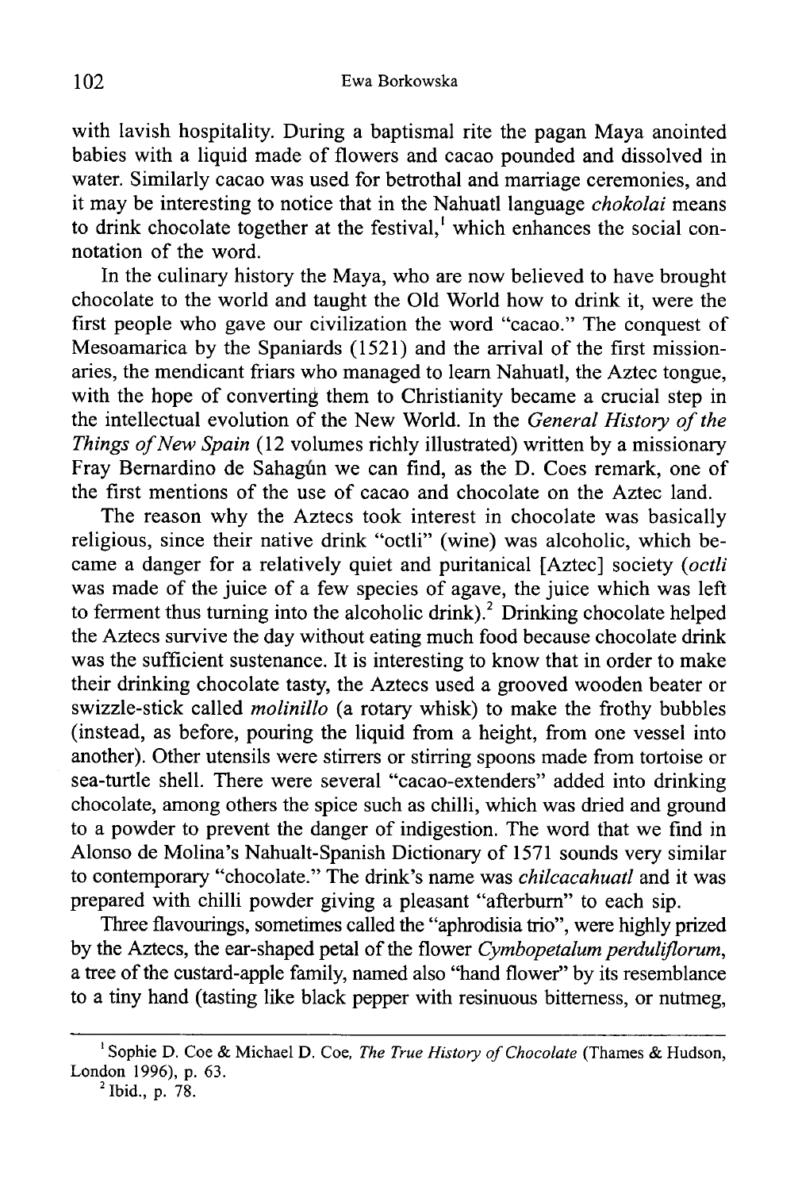with lavish hospitality. During a baptismal rite the pagan Maya anointed babies with a liquid made of flowers and cacao pounded and dissolved in water. Similarly cacao was used for betrothal and marriage ceremonies, and it may be interesting to notice that in the Nahuatl language *chokolai* means to drink chocolate together at the festival,[1] which enhances the social connotation of the word.

In the culinary history the Maya, who are now believed to have brought chocolate to the world and taught the Old World how to drink it, were the first people who gave our civilization the word "cacao." The conquest of Mesoamarica by the Spaniards (1521) and the arrival of the first missionaries, the mendicant friars who managed to learn Nahuatl, the Aztec tongue, with the hope of converting them to Christianity became a crucial step in the intellectual evolution of the New World. In the *General History of the Things of New Spain* (12 volumes richly illustrated) written by a missionary Fray Bernardino de Sahagún we can find, as the D. Coes remark, one of the first mentions of the use of cacao and chocolate on the Aztec land.

The reason why the Aztecs took interest in chocolate was basically religious, since their native drink "octli" (wine) was alcoholic, which became a danger for a relatively quiet and puritanical [Aztec] society (*octli* was made of the juice of a few species of agave, the juice which was left to ferment thus turning into the alcoholic drink).[2] Drinking chocolate helped the Aztecs survive the day without eating much food because chocolate drink was the sufficient sustenance. It is interesting to know that in order to make their drinking chocolate tasty, the Aztecs used a grooved wooden beater or swizzle-stick called *molinillo* (a rotary whisk) to make the frothy bubbles (instead, as before, pouring the liquid from a height, from one vessel into another). Other utensils were stirrers or stirring spoons made from tortoise or sea-turtle shell. There were several "cacao-extenders" added into drinking chocolate, among others the spice such as chilli, which was dried and ground to a powder to prevent the danger of indigestion. The word that we find in Alonso de Molina's Nahualt-Spanish Dictionary of 1571 sounds very similar to contemporary "chocolate." The drink's name was *chilcacahuatl* and it was prepared with chilli powder giving a pleasant "afterburn" to each sip.

Three flavourings, sometimes called the "aphrodisia trio", were highly prized by the Aztecs, the ear-shaped petal of the flower *Cymbopetalum perduliflorum*, a tree of the custard-apple family, named also "hand flower" by its resemblance to a tiny hand (tasting like black pepper with resinuous bitterness, or nutmeg,

---

[1] Sophie D. Coe & Michael D. Coe, *The True History of Chocolate* (Thames & Hudson, London 1996), p. 63.

[2] Ibid., p. 78.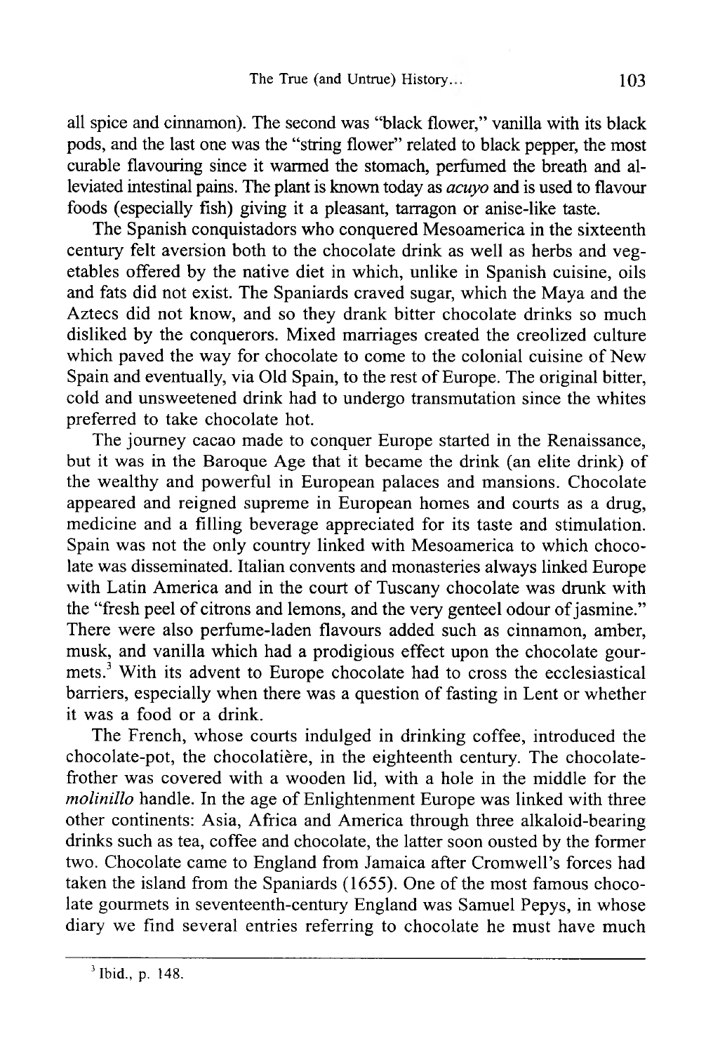all spice and cinnamon). The second was "black flower," vanilla with its black pods, and the last one was the "string flower" related to black pepper, the most curable flavouring since it warmed the stomach, perfumed the breath and alleviated intestinal pains. The plant is known today as *acuyo* and is used to flavour foods (especially fish) giving it a pleasant, tarragon or anise-like taste.

The Spanish conquistadors who conquered Mesoamerica in the sixteenth century felt aversion both to the chocolate drink as well as herbs and vegetables offered by the native diet in which, unlike in Spanish cuisine, oils and fats did not exist. The Spaniards craved sugar, which the Maya and the Aztecs did not know, and so they drank bitter chocolate drinks so much disliked by the conquerors. Mixed marriages created the creolized culture which paved the way for chocolate to come to the colonial cuisine of New Spain and eventually, via Old Spain, to the rest of Europe. The original bitter, cold and unsweetened drink had to undergo transmutation since the whites preferred to take chocolate hot.

The journey cacao made to conquer Europe started in the Renaissance, but it was in the Baroque Age that it became the drink (an elite drink) of the wealthy and powerful in European palaces and mansions. Chocolate appeared and reigned supreme in European homes and courts as a drug, medicine and a filling beverage appreciated for its taste and stimulation. Spain was not the only country linked with Mesoamerica to which chocolate was disseminated. Italian convents and monasteries always linked Europe with Latin America and in the court of Tuscany chocolate was drunk with the "fresh peel of citrons and lemons, and the very genteel odour of jasmine." There were also perfume-laden flavours added such as cinnamon, amber, musk, and vanilla which had a prodigious effect upon the chocolate gourmets.[3] With its advent to Europe chocolate had to cross the ecclesiastical barriers, especially when there was a question of fasting in Lent or whether it was a food or a drink.

The French, whose courts indulged in drinking coffee, introduced the chocolate-pot, the chocolatière, in the eighteenth century. The chocolate-frother was covered with a wooden lid, with a hole in the middle for the *molinillo* handle. In the age of Enlightenment Europe was linked with three other continents: Asia, Africa and America through three alkaloid-bearing drinks such as tea, coffee and chocolate, the latter soon ousted by the former two. Chocolate came to England from Jamaica after Cromwell's forces had taken the island from the Spaniards (1655). One of the most famous chocolate gourmets in seventeenth-century England was Samuel Pepys, in whose diary we find several entries referring to chocolate he must have much

---

[3] Ibid., p. 148.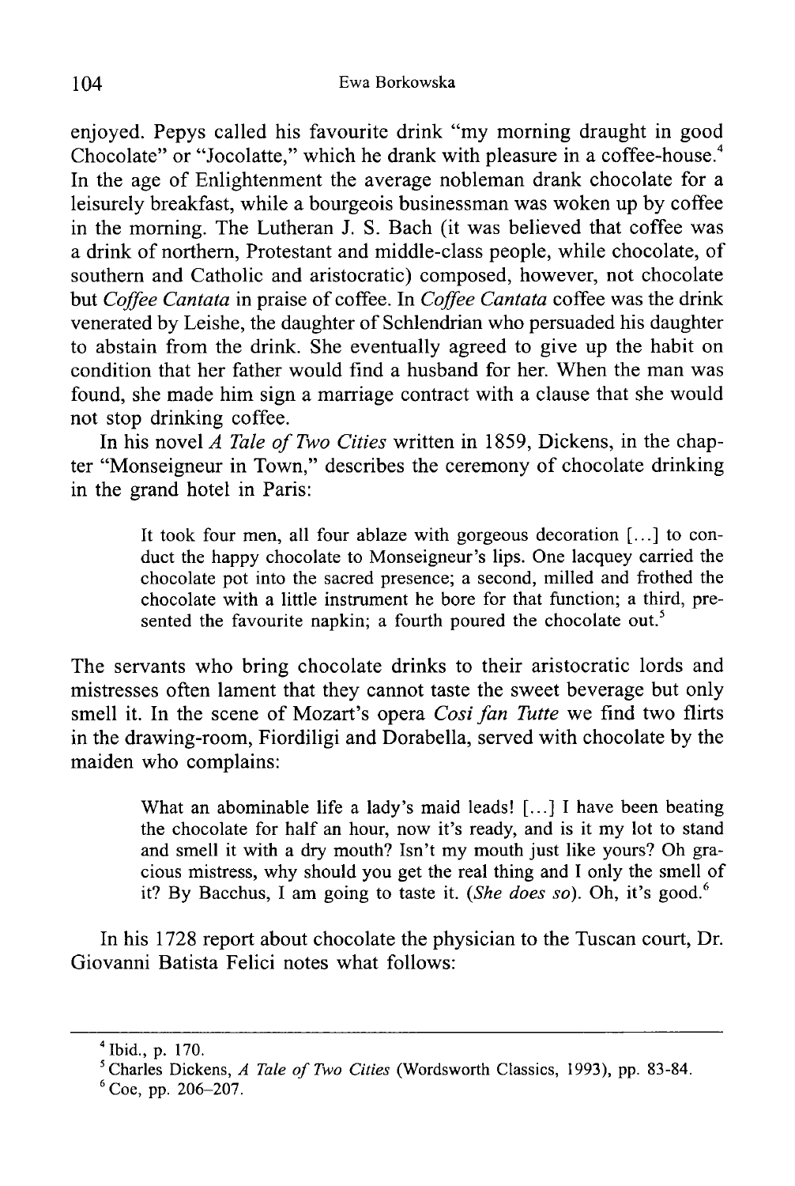enjoyed. Pepys called his favourite drink "my morning draught in good Chocolate" or "Jocolatte," which he drank with pleasure in a coffee-house.[4] In the age of Enlightenment the average nobleman drank chocolate for a leisurely breakfast, while a bourgeois businessman was woken up by coffee in the morning. The Lutheran J. S. Bach (it was believed that coffee was a drink of northern, Protestant and middle-class people, while chocolate, of southern and Catholic and aristocratic) composed, however, not chocolate but *Coffee Cantata* in praise of coffee. In *Coffee Cantata* coffee was the drink venerated by Leishe, the daughter of Schlendrian who persuaded his daughter to abstain from the drink. She eventually agreed to give up the habit on condition that her father would find a husband for her. When the man was found, she made him sign a marriage contract with a clause that she would not stop drinking coffee.

In his novel *A Tale of Two Cities* written in 1859, Dickens, in the chapter "Monseigneur in Town," describes the ceremony of chocolate drinking in the grand hotel in Paris:

> It took four men, all four ablaze with gorgeous decoration [...] to conduct the happy chocolate to Monseigneur's lips. One lacquey carried the chocolate pot into the sacred presence; a second, milled and frothed the chocolate with a little instrument he bore for that function; a third, presented the favourite napkin; a fourth poured the chocolate out.[5]

The servants who bring chocolate drinks to their aristocratic lords and mistresses often lament that they cannot taste the sweet beverage but only smell it. In the scene of Mozart's opera *Cosi fan Tutte* we find two flirts in the drawing-room, Fiordiligi and Dorabella, served with chocolate by the maiden who complains:

> What an abominable life a lady's maid leads! [...] I have been beating the chocolate for half an hour, now it's ready, and is it my lot to stand and smell it with a dry mouth? Isn't my mouth just like yours? Oh gracious mistress, why should you get the real thing and I only the smell of it? By Bacchus, I am going to taste it. (*She does so*). Oh, it's good.[6]

In his 1728 report about chocolate the physician to the Tuscan court, Dr. Giovanni Batista Felici notes what follows:

---

[4] Ibid., p. 170.

[5] Charles Dickens, *A Tale of Two Cities* (Wordsworth Classics, 1993), pp. 83-84.

[6] Coe, pp. 206–207.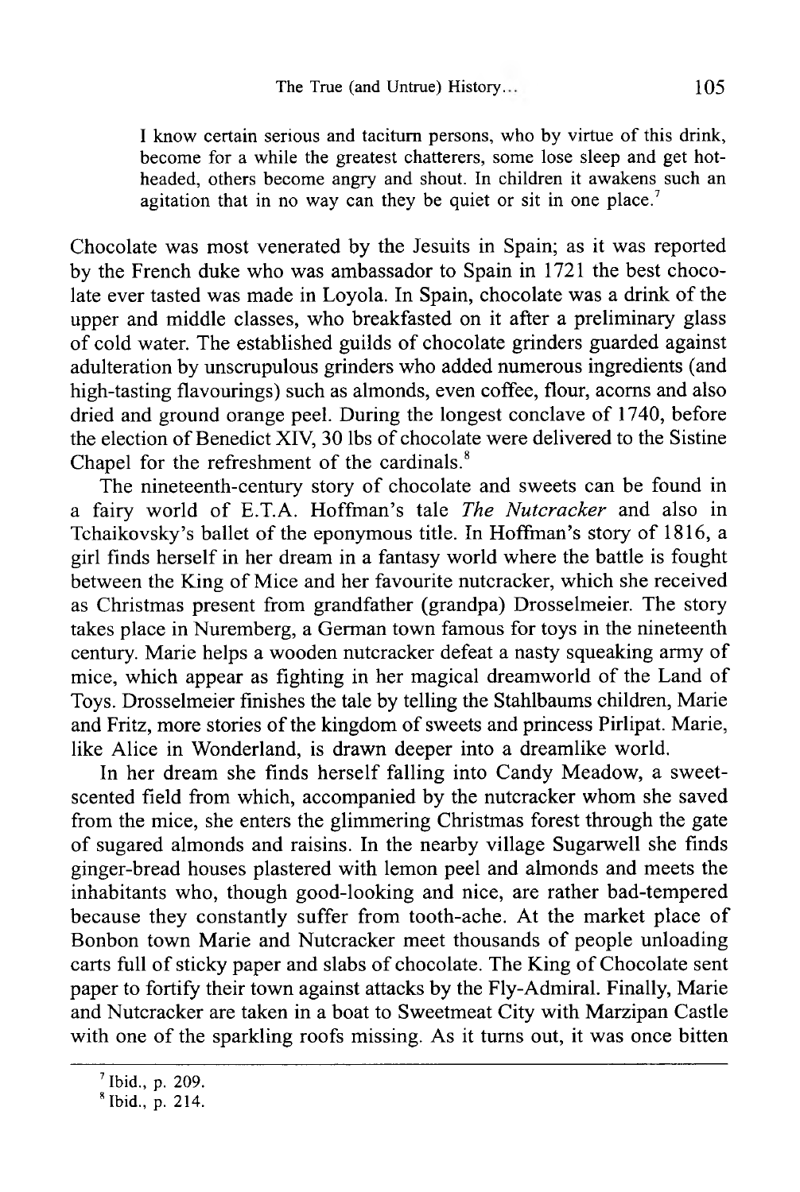> I know certain serious and taciturn persons, who by virtue of this drink, become for a while the greatest chatterers, some lose sleep and get hot-headed, others become angry and shout. In children it awakens such an agitation that in no way can they be quiet or sit in one place.[7]

Chocolate was most venerated by the Jesuits in Spain; as it was reported by the French duke who was ambassador to Spain in 1721 the best chocolate ever tasted was made in Loyola. In Spain, chocolate was a drink of the upper and middle classes, who breakfasted on it after a preliminary glass of cold water. The established guilds of chocolate grinders guarded against adulteration by unscrupulous grinders who added numerous ingredients (and high-tasting flavourings) such as almonds, even coffee, flour, acorns and also dried and ground orange peel. During the longest conclave of 1740, before the election of Benedict XIV, 30 lbs of chocolate were delivered to the Sistine Chapel for the refreshment of the cardinals.[8]

The nineteenth-century story of chocolate and sweets can be found in a fairy world of E.T.A. Hoffman's tale *The Nutcracker* and also in Tchaikovsky's ballet of the eponymous title. In Hoffman's story of 1816, a girl finds herself in her dream in a fantasy world where the battle is fought between the King of Mice and her favourite nutcracker, which she received as Christmas present from grandfather (grandpa) Drosselmeier. The story takes place in Nuremberg, a German town famous for toys in the nineteenth century. Marie helps a wooden nutcracker defeat a nasty squeaking army of mice, which appear as fighting in her magical dreamworld of the Land of Toys. Drosselmeier finishes the tale by telling the Stahlbaums children, Marie and Fritz, more stories of the kingdom of sweets and princess Pirlipat. Marie, like Alice in Wonderland, is drawn deeper into a dreamlike world.

In her dream she finds herself falling into Candy Meadow, a sweet-scented field from which, accompanied by the nutcracker whom she saved from the mice, she enters the glimmering Christmas forest through the gate of sugared almonds and raisins. In the nearby village Sugarwell she finds ginger-bread houses plastered with lemon peel and almonds and meets the inhabitants who, though good-looking and nice, are rather bad-tempered because they constantly suffer from tooth-ache. At the market place of Bonbon town Marie and Nutcracker meet thousands of people unloading carts full of sticky paper and slabs of chocolate. The King of Chocolate sent paper to fortify their town against attacks by the Fly-Admiral. Finally, Marie and Nutcracker are taken in a boat to Sweetmeat City with Marzipan Castle with one of the sparkling roofs missing. As it turns out, it was once bitten

---

[7] Ibid., p. 209.

[8] Ibid., p. 214.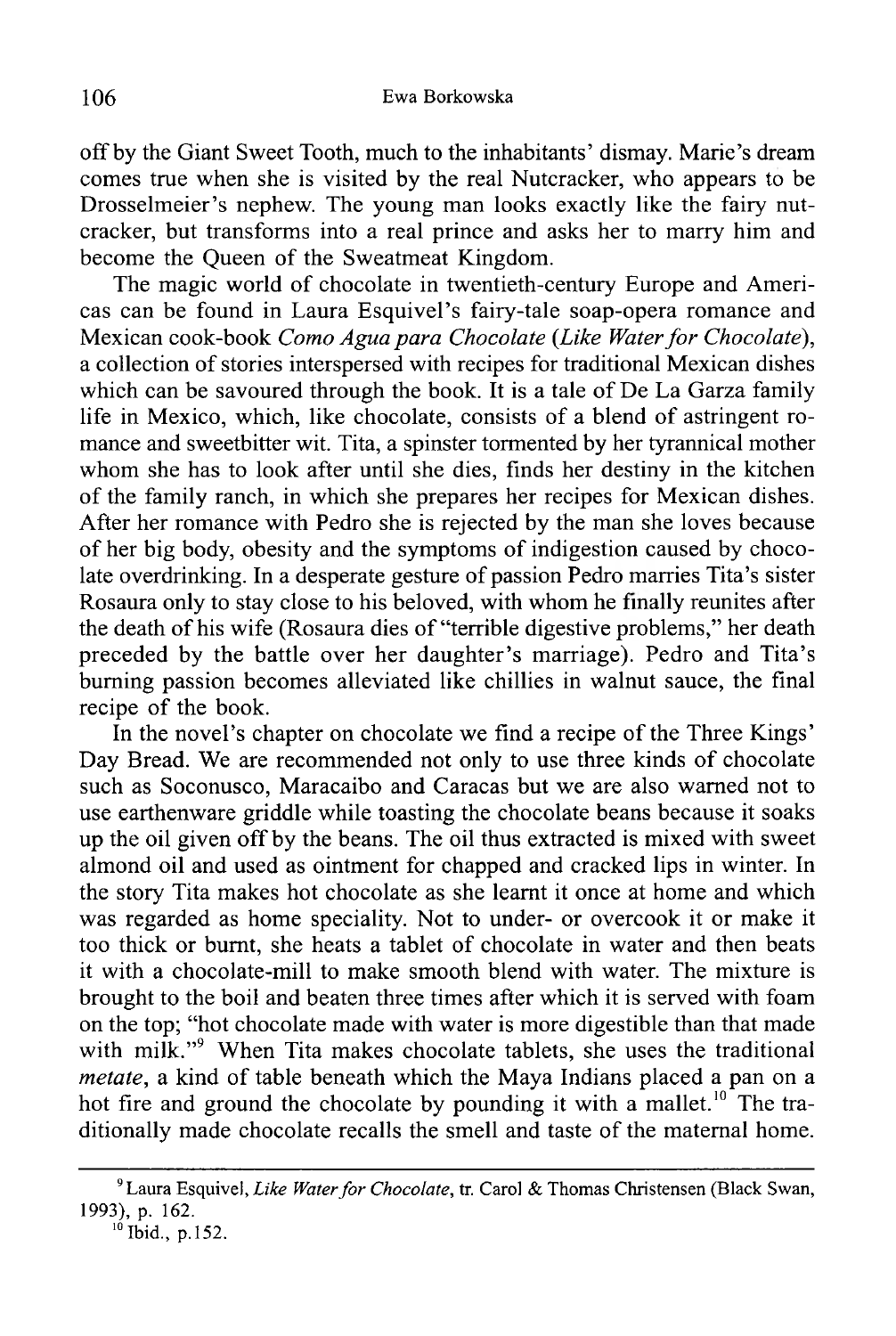off by the Giant Sweet Tooth, much to the inhabitants' dismay. Marie's dream comes true when she is visited by the real Nutcracker, who appears to be Drosselmeier's nephew. The young man looks exactly like the fairy nutcracker, but transforms into a real prince and asks her to marry him and become the Queen of the Sweatmeat Kingdom.

The magic world of chocolate in twentieth-century Europe and Americas can be found in Laura Esquivel's fairy-tale soap-opera romance and Mexican cook-book *Como Agua para Chocolate* (*Like Water for Chocolate*), a collection of stories interspersed with recipes for traditional Mexican dishes which can be savoured through the book. It is a tale of De La Garza family life in Mexico, which, like chocolate, consists of a blend of astringent romance and sweetbitter wit. Tita, a spinster tormented by her tyrannical mother whom she has to look after until she dies, finds her destiny in the kitchen of the family ranch, in which she prepares her recipes for Mexican dishes. After her romance with Pedro she is rejected by the man she loves because of her big body, obesity and the symptoms of indigestion caused by chocolate overdrinking. In a desperate gesture of passion Pedro marries Tita's sister Rosaura only to stay close to his beloved, with whom he finally reunites after the death of his wife (Rosaura dies of "terrible digestive problems," her death preceded by the battle over her daughter's marriage). Pedro and Tita's burning passion becomes alleviated like chillies in walnut sauce, the final recipe of the book.

In the novel's chapter on chocolate we find a recipe of the Three Kings' Day Bread. We are recommended not only to use three kinds of chocolate such as Soconusco, Maracaibo and Caracas but we are also warned not to use earthenware griddle while toasting the chocolate beans because it soaks up the oil given off by the beans. The oil thus extracted is mixed with sweet almond oil and used as ointment for chapped and cracked lips in winter. In the story Tita makes hot chocolate as she learnt it once at home and which was regarded as home speciality. Not to under- or overcook it or make it too thick or burnt, she heats a tablet of chocolate in water and then beats it with a chocolate-mill to make smooth blend with water. The mixture is brought to the boil and beaten three times after which it is served with foam on the top; "hot chocolate made with water is more digestible than that made with milk."[9] When Tita makes chocolate tablets, she uses the traditional *metate*, a kind of table beneath which the Maya Indians placed a pan on a hot fire and ground the chocolate by pounding it with a mallet.[10] The traditionally made chocolate recalls the smell and taste of the maternal home.

---

[9] Laura Esquivel, *Like Water for Chocolate*, tr. Carol & Thomas Christensen (Black Swan, 1993), p. 162.

[10] Ibid., p.152.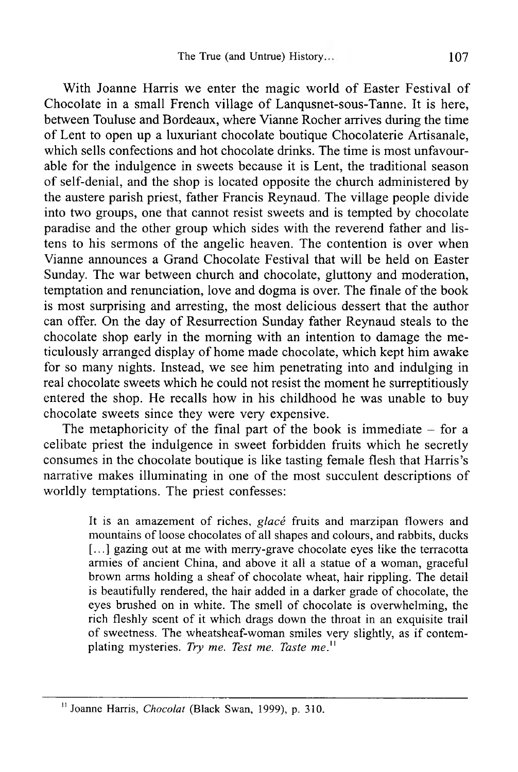With Joanne Harris we enter the magic world of Easter Festival of Chocolate in a small French village of Lanqusnet-sous-Tanne. It is here, between Touluse and Bordeaux, where Vianne Rocher arrives during the time of Lent to open up a luxuriant chocolate boutique Chocolaterie Artisanale, which sells confections and hot chocolate drinks. The time is most unfavourable for the indulgence in sweets because it is Lent, the traditional season of self-denial, and the shop is located opposite the church administered by the austere parish priest, father Francis Reynaud. The village people divide into two groups, one that cannot resist sweets and is tempted by chocolate paradise and the other group which sides with the reverend father and listens to his sermons of the angelic heaven. The contention is over when Vianne announces a Grand Chocolate Festival that will be held on Easter Sunday. The war between church and chocolate, gluttony and moderation, temptation and renunciation, love and dogma is over. The finale of the book is most surprising and arresting, the most delicious dessert that the author can offer. On the day of Resurrection Sunday father Reynaud steals to the chocolate shop early in the morning with an intention to damage the meticulously arranged display of home made chocolate, which kept him awake for so many nights. Instead, we see him penetrating into and indulging in real chocolate sweets which he could not resist the moment he surreptitiously entered the shop. He recalls how in his childhood he was unable to buy chocolate sweets since they were very expensive.

The metaphoricity of the final part of the book is immediate – for a celibate priest the indulgence in sweet forbidden fruits which he secretly consumes in the chocolate boutique is like tasting female flesh that Harris's narrative makes illuminating in one of the most succulent descriptions of worldly temptations. The priest confesses:

> It is an amazement of riches, *glacé* fruits and marzipan flowers and mountains of loose chocolates of all shapes and colours, and rabbits, ducks [...] gazing out at me with merry-grave chocolate eyes like the terracotta armies of ancient China, and above it all a statue of a woman, graceful brown arms holding a sheaf of chocolate wheat, hair rippling. The detail is beautifully rendered, the hair added in a darker grade of chocolate, the eyes brushed on in white. The smell of chocolate is overwhelming, the rich fleshly scent of it which drags down the throat in an exquisite trail of sweetness. The wheatsheaf-woman smiles very slightly, as if contemplating mysteries. *Try me. Test me. Taste me.*[11]

---

[11] Joanne Harris, *Chocolat* (Black Swan, 1999), p. 310.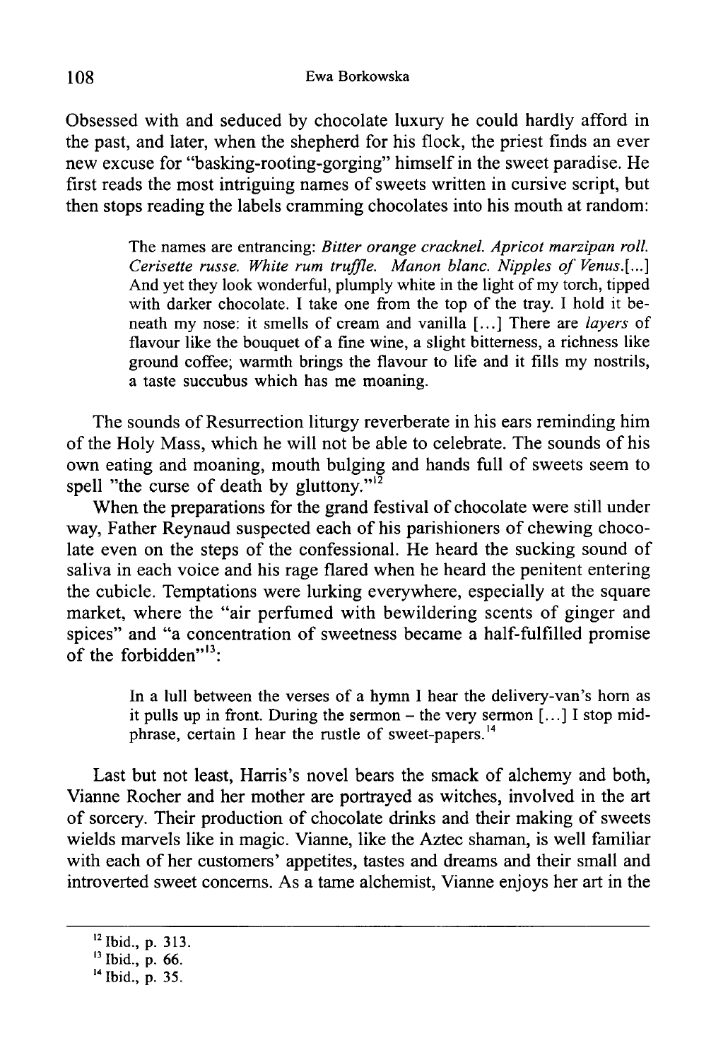Obsessed with and seduced by chocolate luxury he could hardly afford in the past, and later, when the shepherd for his flock, the priest finds an ever new excuse for "basking-rooting-gorging" himself in the sweet paradise. He first reads the most intriguing names of sweets written in cursive script, but then stops reading the labels cramming chocolates into his mouth at random:

> The names are entrancing: *Bitter orange cracknel. Apricot marzipan roll. Cerisette russe. White rum truffle. Manon blanc. Nipples of Venus.*[...] And yet they look wonderful, plumply white in the light of my torch, tipped with darker chocolate. I take one from the top of the tray. I hold it beneath my nose: it smells of cream and vanilla [...] There are *layers* of flavour like the bouquet of a fine wine, a slight bitterness, a richness like ground coffee; warmth brings the flavour to life and it fills my nostrils, a taste succubus which has me moaning.

The sounds of Resurrection liturgy reverberate in his ears reminding him of the Holy Mass, which he will not be able to celebrate. The sounds of his own eating and moaning, mouth bulging and hands full of sweets seem to spell "the curse of death by gluttony."[12]

When the preparations for the grand festival of chocolate were still under way, Father Reynaud suspected each of his parishioners of chewing chocolate even on the steps of the confessional. He heard the sucking sound of saliva in each voice and his rage flared when he heard the penitent entering the cubicle. Temptations were lurking everywhere, especially at the square market, where the "air perfumed with bewildering scents of ginger and spices" and "a concentration of sweetness became a half-fulfilled promise of the forbidden"[13]:

> In a lull between the verses of a hymn I hear the delivery-van's horn as it pulls up in front. During the sermon – the very sermon [...] I stop mid-phrase, certain I hear the rustle of sweet-papers.[14]

Last but not least, Harris's novel bears the smack of alchemy and both, Vianne Rocher and her mother are portrayed as witches, involved in the art of sorcery. Their production of chocolate drinks and their making of sweets wields marvels like in magic. Vianne, like the Aztec shaman, is well familiar with each of her customers' appetites, tastes and dreams and their small and introverted sweet concerns. As a tame alchemist, Vianne enjoys her art in the

---

[12] Ibid., p. 313.

[13] Ibid., p. 66.

[14] Ibid., p. 35.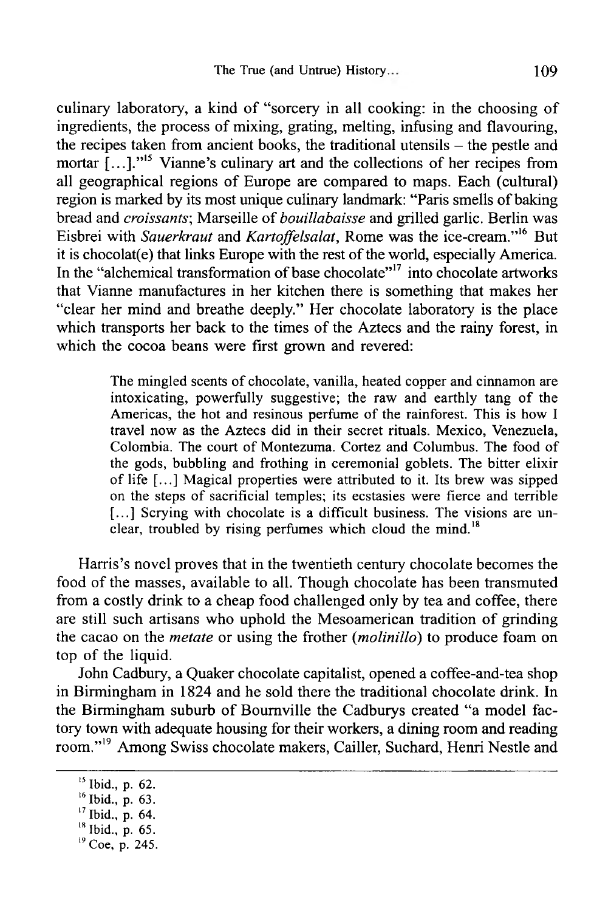culinary laboratory, a kind of "sorcery in all cooking: in the choosing of ingredients, the process of mixing, grating, melting, infusing and flavouring, the recipes taken from ancient books, the traditional utensils – the pestle and mortar [...]."[15] Vianne's culinary art and the collections of her recipes from all geographical regions of Europe are compared to maps. Each (cultural) region is marked by its most unique culinary landmark: "Paris smells of baking bread and *croissants*; Marseille of *bouillabaisse* and grilled garlic. Berlin was Eisbrei with *Sauerkraut* and *Kartoffelsalat*, Rome was the ice-cream."[16] But it is chocolat(e) that links Europe with the rest of the world, especially America. In the "alchemical transformation of base chocolate"[17] into chocolate artworks that Vianne manufactures in her kitchen there is something that makes her "clear her mind and breathe deeply." Her chocolate laboratory is the place which transports her back to the times of the Aztecs and the rainy forest, in which the cocoa beans were first grown and revered:

> The mingled scents of chocolate, vanilla, heated copper and cinnamon are intoxicating, powerfully suggestive; the raw and earthly tang of the Americas, the hot and resinous perfume of the rainforest. This is how I travel now as the Aztecs did in their secret rituals. Mexico, Venezuela, Colombia. The court of Montezuma. Cortez and Columbus. The food of the gods, bubbling and frothing in ceremonial goblets. The bitter elixir of life [...] Magical properties were attributed to it. Its brew was sipped on the steps of sacrificial temples; its ecstasies were fierce and terrible [...] Scrying with chocolate is a difficult business. The visions are unclear, troubled by rising perfumes which cloud the mind.[18]

Harris's novel proves that in the twentieth century chocolate becomes the food of the masses, available to all. Though chocolate has been transmuted from a costly drink to a cheap food challenged only by tea and coffee, there are still such artisans who uphold the Mesoamerican tradition of grinding the cacao on the *metate* or using the frother (*molinillo*) to produce foam on top of the liquid.

John Cadbury, a Quaker chocolate capitalist, opened a coffee-and-tea shop in Birmingham in 1824 and he sold there the traditional chocolate drink. In the Birmingham suburb of Bournville the Cadburys created "a model factory town with adequate housing for their workers, a dining room and reading room."[19] Among Swiss chocolate makers, Cailler, Suchard, Henri Nestle and

[15] Ibid., p. 62.

[16] Ibid., p. 63.

[17] Ibid., p. 64.

[18] Ibid., p. 65.

[19] Coe, p. 245.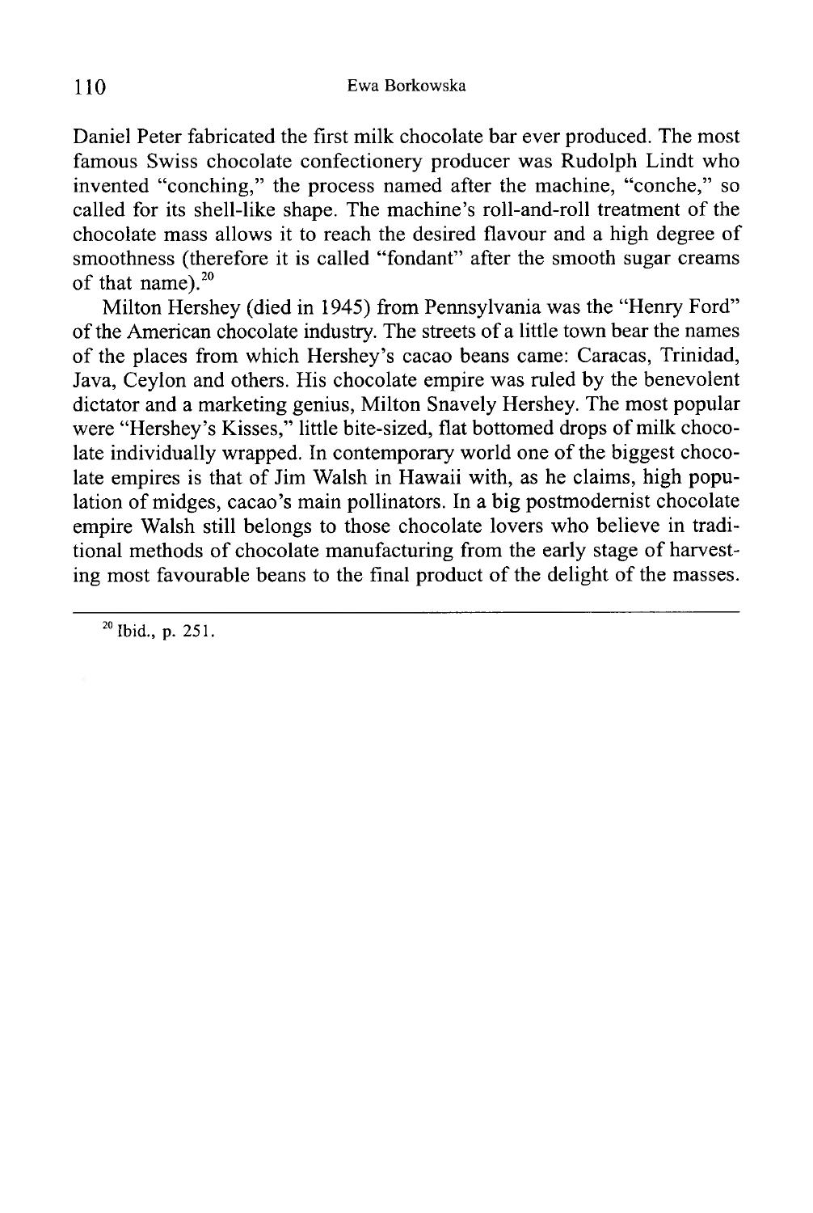Daniel Peter fabricated the first milk chocolate bar ever produced. The most famous Swiss chocolate confectionery producer was Rudolph Lindt who invented "conching," the process named after the machine, "conche," so called for its shell-like shape. The machine's roll-and-roll treatment of the chocolate mass allows it to reach the desired flavour and a high degree of smoothness (therefore it is called "fondant" after the smooth sugar creams of that name).[20]

Milton Hershey (died in 1945) from Pennsylvania was the "Henry Ford" of the American chocolate industry. The streets of a little town bear the names of the places from which Hershey's cacao beans came: Caracas, Trinidad, Java, Ceylon and others. His chocolate empire was ruled by the benevolent dictator and a marketing genius, Milton Snavely Hershey. The most popular were "Hershey's Kisses," little bite-sized, flat bottomed drops of milk chocolate individually wrapped. In contemporary world one of the biggest chocolate empires is that of Jim Walsh in Hawaii with, as he claims, high population of midges, cacao's main pollinators. In a big postmodernist chocolate empire Walsh still belongs to those chocolate lovers who believe in traditional methods of chocolate manufacturing from the early stage of harvesting most favourable beans to the final product of the delight of the masses.

---

[20] Ibid., p. 251.